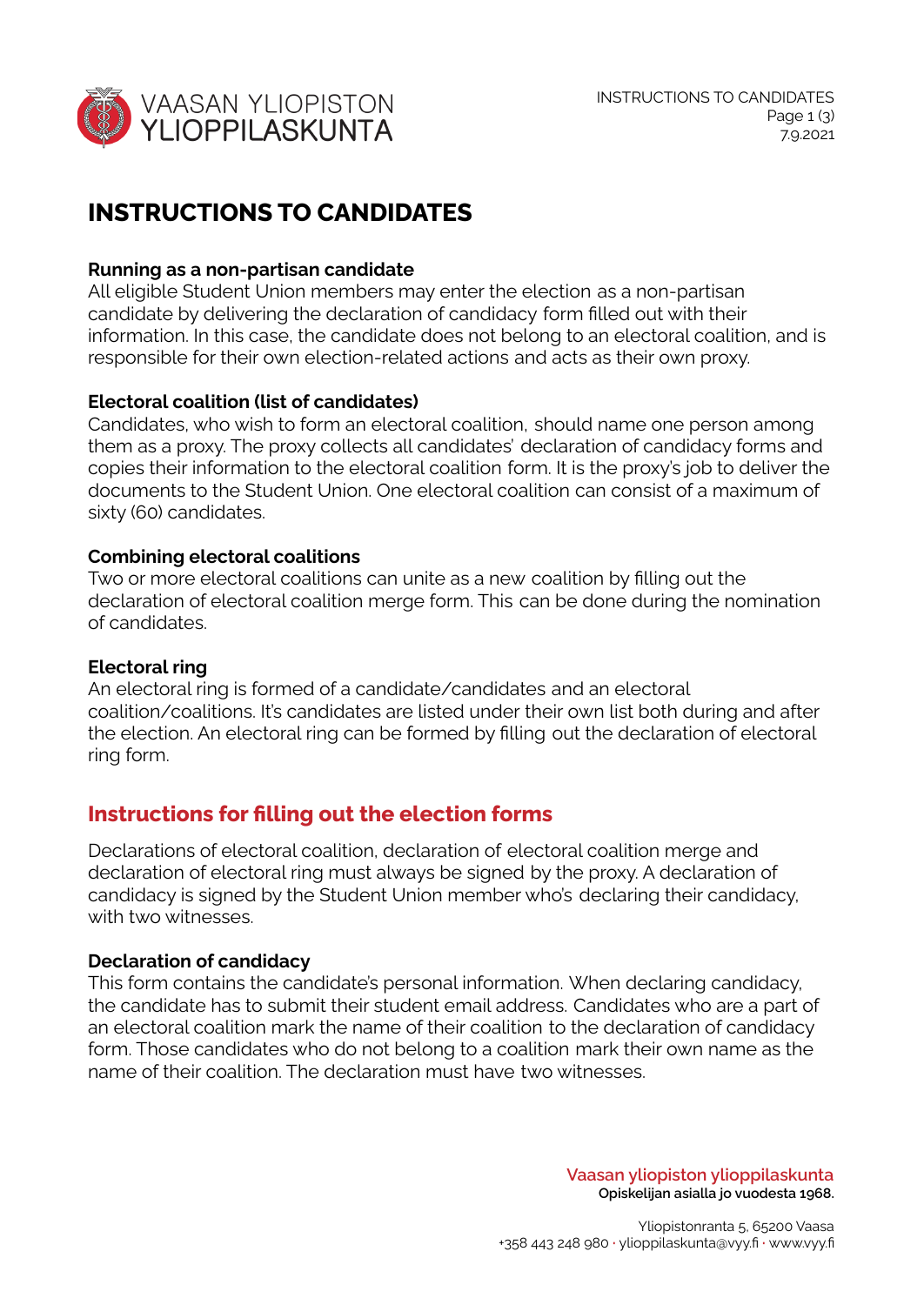# INSTRUCTIONS TO CANDIDATES

### Running as a non-partisan candidate

All eligible Student Union members may enter the election as a non-partisan candidate by delivering the declaration of candidacy form filled out with their information. In this case, the candidate does not belong to an electoral coalition, and is responsible for their own election-related actions and acts as their own proxy.

### Electoral coalition (list of candidates)

Candidates, who wish to form an electoral coalition, should name one person among them as a proxy. The proxy collects all candidates' declaration of candidacy forms and copies their information to the electoral coalition form. It is the proxy's job to deliver the documents to the Student Union. One electoral coalition can consist of a maximum of sixty (60) candidates.

### Combining electoral coalitions

Two or more electoral coalitions can unite as a new coalition by filling out the declaration of electoral coalition merge form. This can be done during the nomination of candidates.

### Electoral ring

An electoral ring is formed of a candidate/candidates and an electoral coalition/coalitions. It's candidates are listed under their own list both during and after the election. An electoral ring can be formed by filling out the declaration of electoral ring form.

## Instructions for filling out the election forms

Declarations of electoral coalition, declaration of electoral coalition merge and declaration of electoral ring must always be signed by the proxy. A declaration of candidacy is signed by the Student Union member who's declaring their candidacy, with two witnesses.

### Declaration of candidacy

This form contains the candidate's personal information. When declaring candidacy, the candidate has to submit their student email address. Candidates who are a part of an electoral coalition mark the name of their coalition to the declaration of candidacy form. Those candidates who do not belong to a coalition mark their own name as the name of their coalition. The declaration must have two witnesses.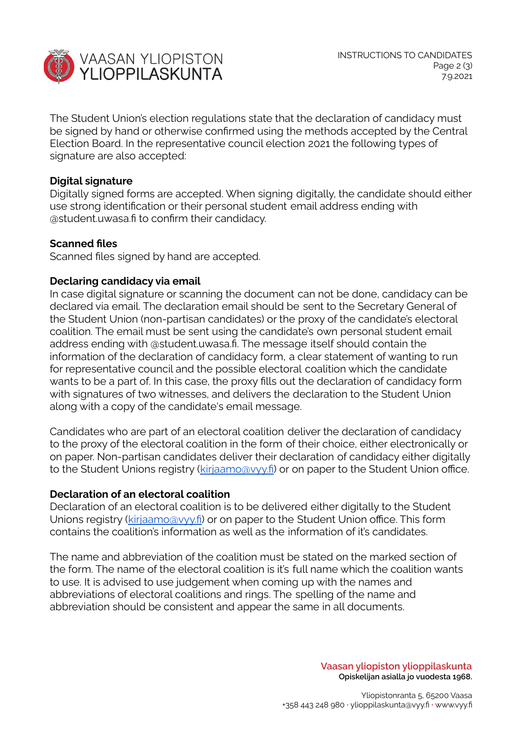The Student Union's election regulations state that the declaration of candidacy must be signed by hand or otherwise confirmed using the methods accepted by the Central Election Board. In the representative council election 2021 the following types of signature are also accepted:

**Digital signature**
Digitally signed forms are accepted. When signing digitally, the candidate should either use strong identification or their personal student email address ending with @student.uwasa.fi to confirm their candidacy.

**Scanned files**
Scanned files signed by hand are accepted.

**Declaring candidacy via email**
In case digital signature or scanning the document can not be done, candidacy can be declared via email. The declaration email should be sent to the Secretary General of the Student Union (non-partisan candidates) or the proxy of the candidate's electoral coalition. The email must be sent using the candidate's own personal student email address ending with @student.uwasa.fi. The message itself should contain the information of the declaration of candidacy form, a clear statement of wanting to run for representative council and the possible electoral coalition which the candidate wants to be a part of. In this case, the proxy fills out the declaration of candidacy form with signatures of two witnesses, and delivers the declaration to the Student Union along with a copy of the candidate's email message.

Candidates who are part of an electoral coalition deliver the declaration of candidacy to the proxy of the electoral coalition in the form of their choice, either electronically or on paper. Non-partisan candidates deliver their declaration of candidacy either digitally to the Student Unions registry (kirjaamo@vyy.fi) or on paper to the Student Union office.

**Declaration of an electoral coalition**
Declaration of an electoral coalition is to be delivered either digitally to the Student Unions registry (kirjaamo@vyy.fi) or on paper to the Student Union office. This form contains the coalition's information as well as the information of it's candidates.

The name and abbreviation of the coalition must be stated on the marked section of the form. The name of the electoral coalition is it's full name which the coalition wants to use. It is advised to use judgement when coming up with the names and abbreviations of electoral coalitions and rings. The spelling of the name and abbreviation should be consistent and appear the same in all documents.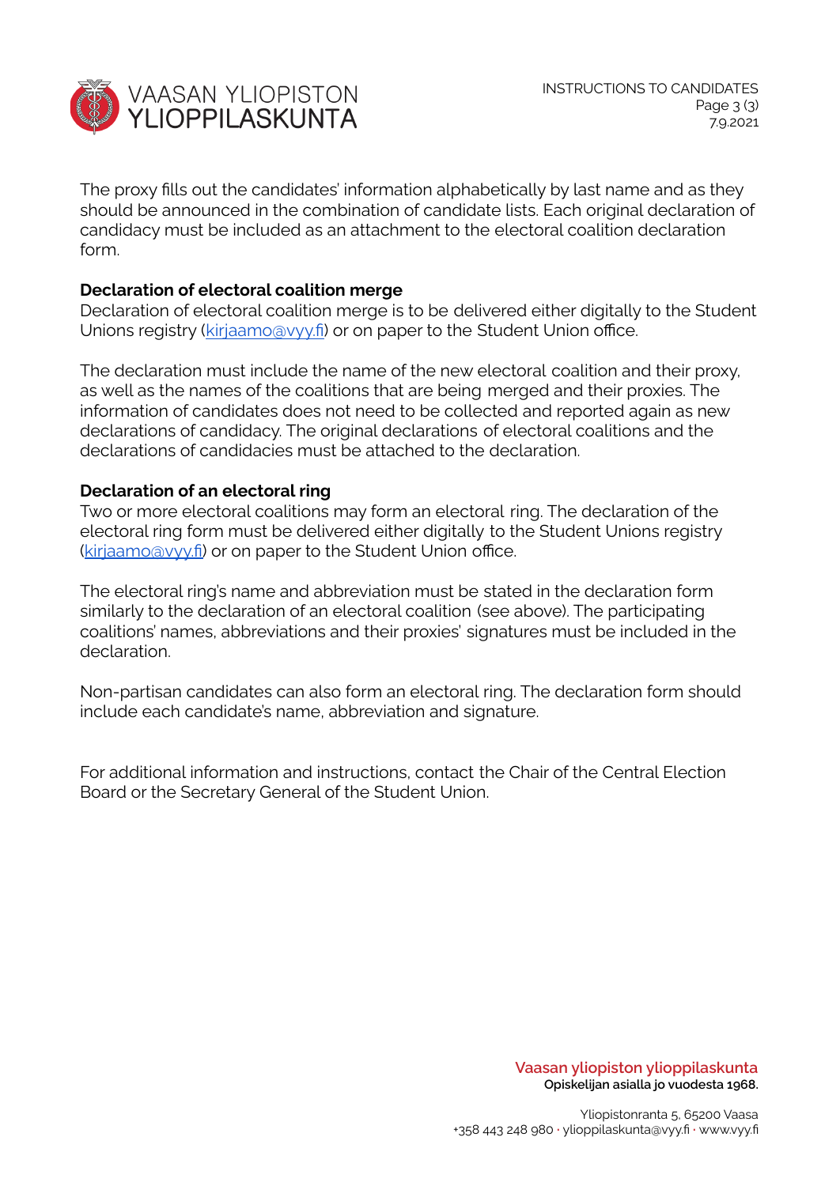The proxy fills out the candidates' information alphabetically by last name and as they should be announced in the combination of candidate lists. Each original declaration of candidacy must be included as an attachment to the electoral coalition declaration form.

**Declaration of electoral coalition merge**
Declaration of electoral coalition merge is to be delivered either digitally to the Student Unions registry (kirjaamo@vyy.fi) or on paper to the Student Union office.

The declaration must include the name of the new electoral coalition and their proxy, as well as the names of the coalitions that are being merged and their proxies. The information of candidates does not need to be collected and reported again as new declarations of candidacy. The original declarations of electoral coalitions and the declarations of candidacies must be attached to the declaration.

**Declaration of an electoral ring**
Two or more electoral coalitions may form an electoral ring. The declaration of the electoral ring form must be delivered either digitally to the Student Unions registry (kirjaamo@vyy.fi) or on paper to the Student Union office.

The electoral ring's name and abbreviation must be stated in the declaration form similarly to the declaration of an electoral coalition (see above). The participating coalitions' names, abbreviations and their proxies' signatures must be included in the declaration.

Non-partisan candidates can also form an electoral ring. The declaration form should include each candidate's name, abbreviation and signature.

For additional information and instructions, contact the Chair of the Central Election Board or the Secretary General of the Student Union.